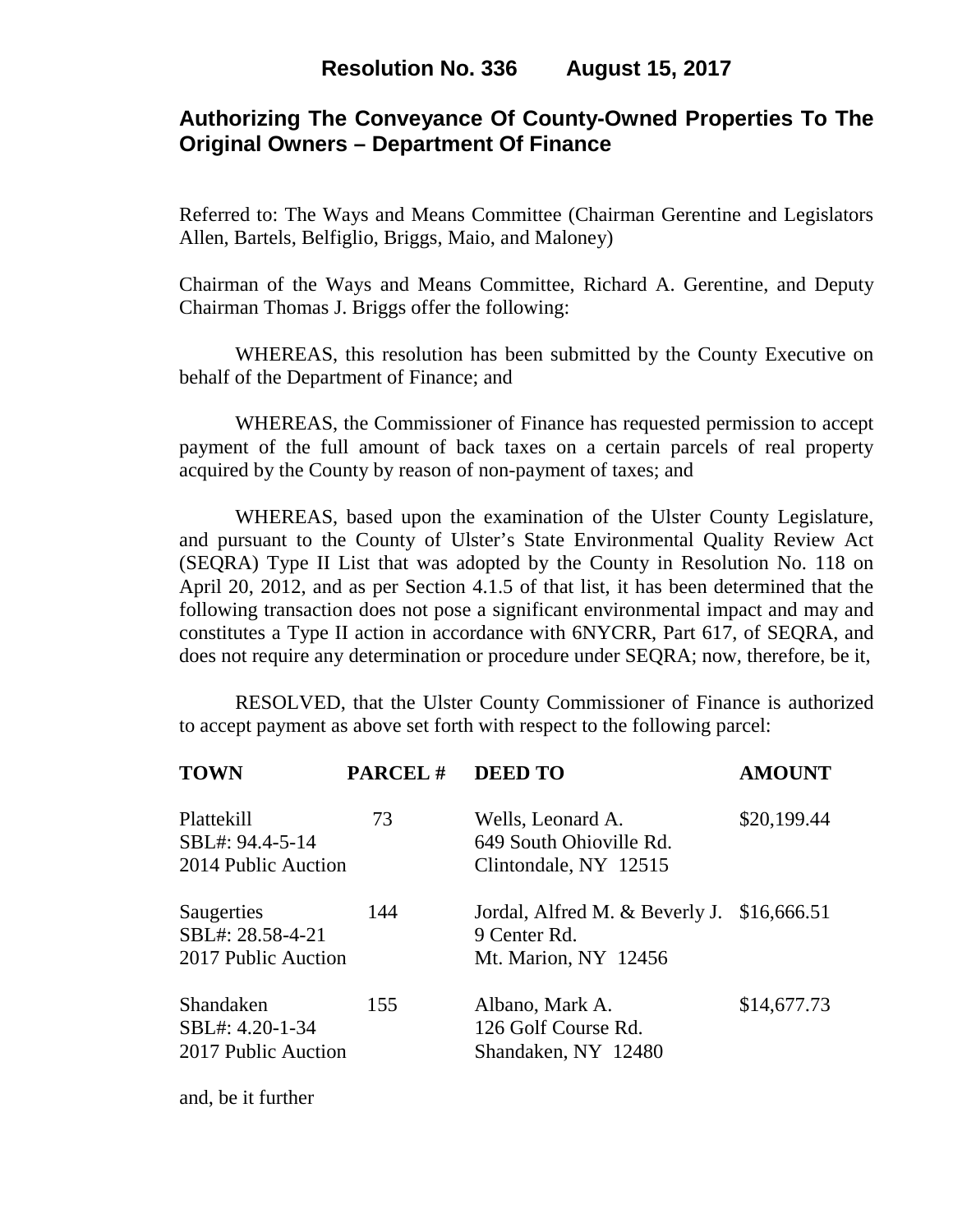## Resolution No. 336 August 15, 2017

# Authorizing The Conveyance Of County-Owned Properties To The Original Owners – Department Of Finance

Referred to: The Ways and Means Committee (Chairman Gerentine and Legislators Allen, Bartels, Belfiglio, Briggs, Maio, and Maloney)

Chairman of the Ways and Means Committee, Richard A. Gerentine, and Deputy Chairman Thomas J. Briggs offer the following:

WHEREAS, this resolution has been submitted by the County Executive on behalf of the Department of Finance; and

WHEREAS, the Commissioner of Finance has requested permission to accept payment of the full amount of back taxes on a certain parcels of real property acquired by the County by reason of non-payment of taxes; and

WHEREAS, based upon the examination of the Ulster County Legislature, and pursuant to the County of Ulster's State Environmental Quality Review Act (SEQRA) Type II List that was adopted by the County in Resolution No. 118 on April 20, 2012, and as per Section 4.1.5 of that list, it has been determined that the following transaction does not pose a significant environmental impact and may and constitutes a Type II action in accordance with 6NYCRR, Part 617, of SEQRA, and does not require any determination or procedure under SEQRA; now, therefore, be it,

RESOLVED, that the Ulster County Commissioner of Finance is authorized to accept payment as above set forth with respect to the following parcel:

| TOWN | PARCEL # | DEED TO | AMOUNT |
|---|---|---|---|
| Plattekill<br>SBL#: 94.4-5-14<br>2014 Public Auction | 73 | Wells, Leonard A.<br>649 South Ohioville Rd.<br>Clintondale, NY 12515 | \$20,199.44 |
| Saugerties<br>SBL#: 28.58-4-21<br>2017 Public Auction | 144 | Jordal, Alfred M. & Beverly J.<br>9 Center Rd.<br>Mt. Marion, NY 12456 | \$16,666.51 |
| Shandaken<br>SBL#: 4.20-1-34<br>2017 Public Auction | 155 | Albano, Mark A.<br>126 Golf Course Rd.<br>Shandaken, NY 12480 | \$14,677.73 |

and, be it further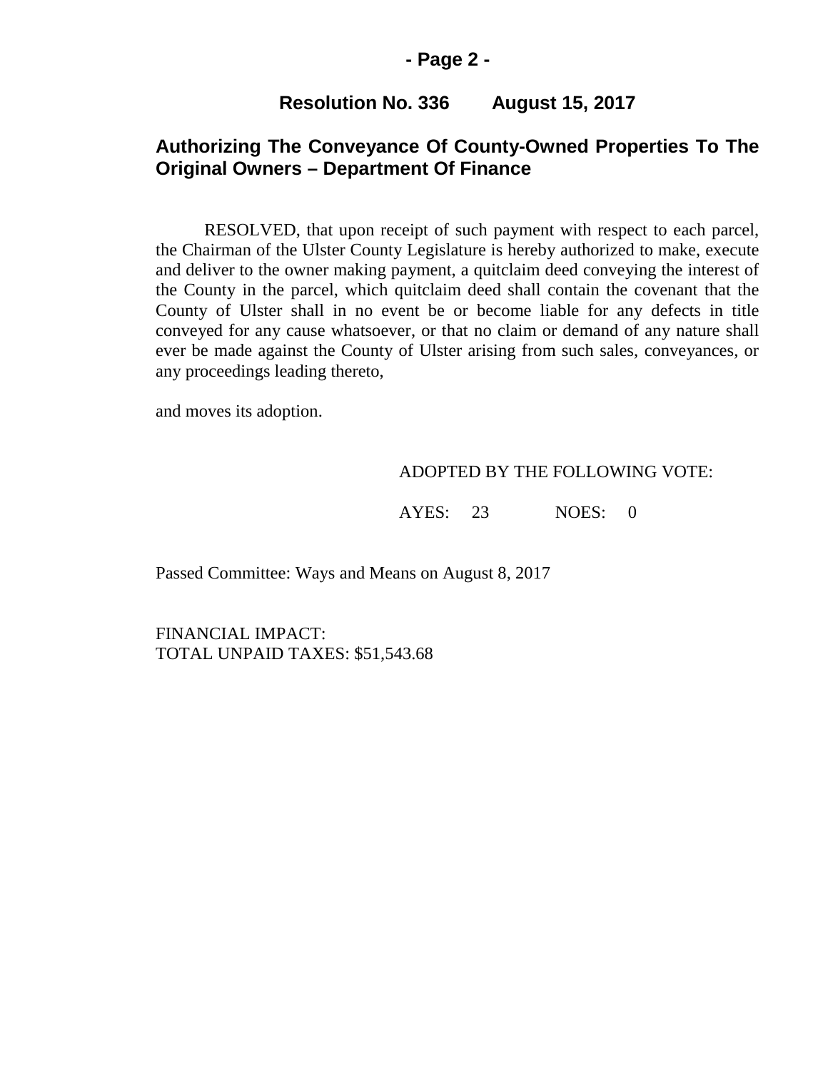## Resolution No. 336 August 15, 2017

## Authorizing The Conveyance Of County-Owned Properties To The Original Owners – Department Of Finance

RESOLVED, that upon receipt of such payment with respect to each parcel, the Chairman of the Ulster County Legislature is hereby authorized to make, execute and deliver to the owner making payment, a quitclaim deed conveying the interest of the County in the parcel, which quitclaim deed shall contain the covenant that the County of Ulster shall in no event be or become liable for any defects in title conveyed for any cause whatsoever, or that no claim or demand of any nature shall ever be made against the County of Ulster arising from such sales, conveyances, or any proceedings leading thereto,

and moves its adoption.

ADOPTED BY THE FOLLOWING VOTE:

AYES: 23 NOES: 0

Passed Committee: Ways and Means on August 8, 2017

FINANCIAL IMPACT:
TOTAL UNPAID TAXES: $51,543.68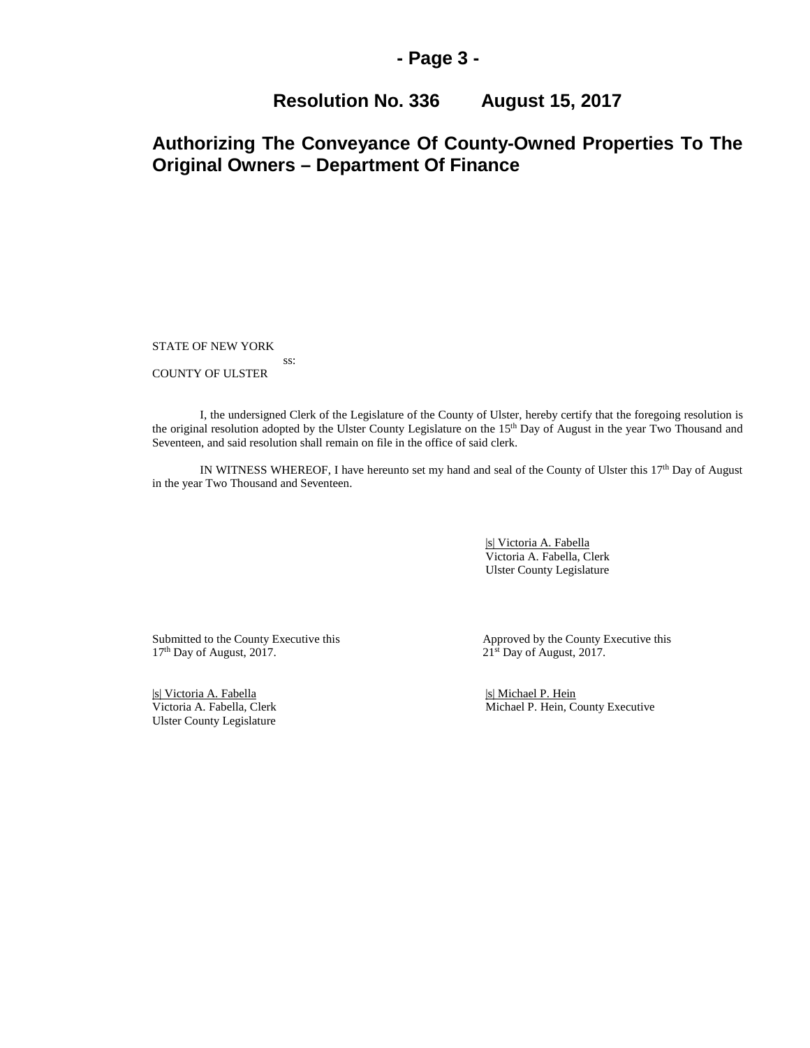## Resolution No. 336 August 15, 2017

## Authorizing The Conveyance Of County-Owned Properties To The Original Owners – Department Of Finance

STATE OF NEW YORK
ss:
COUNTY OF ULSTER

I, the undersigned Clerk of the Legislature of the County of Ulster, hereby certify that the foregoing resolution is the original resolution adopted by the Ulster County Legislature on the 15th Day of August in the year Two Thousand and Seventeen, and said resolution shall remain on file in the office of said clerk.

IN WITNESS WHEREOF, I have hereunto set my hand and seal of the County of Ulster this 17th Day of August in the year Two Thousand and Seventeen.

|s| Victoria A. Fabella
Victoria A. Fabella, Clerk
Ulster County Legislature

Submitted to the County Executive this 17th Day of August, 2017.

|s| Victoria A. Fabella
Victoria A. Fabella, Clerk
Ulster County Legislature

Approved by the County Executive this 21st Day of August, 2017.

|s| Michael P. Hein
Michael P. Hein, County Executive